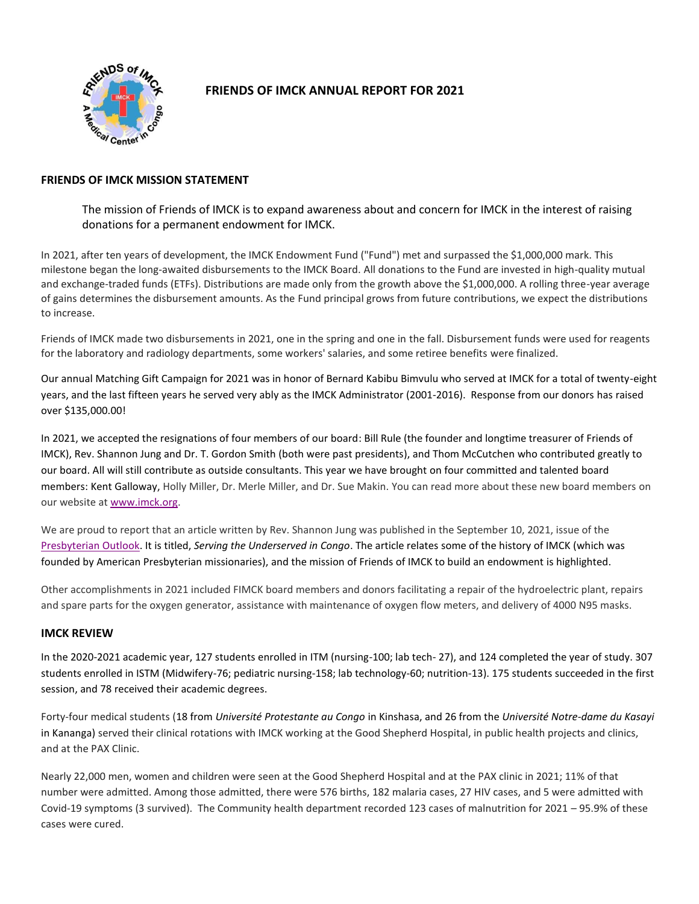# FRIENDS OF IMCK ANNUAL REPORT FOR 2021

## FRIENDS OF IMCK MISSION STATEMENT

> The mission of Friends of IMCK is to expand awareness about and concern for IMCK in the interest of raising donations for a permanent endowment for IMCK.

In 2021, after ten years of development, the IMCK Endowment Fund ("Fund") met and surpassed the $1,000,000 mark. This milestone began the long-awaited disbursements to the IMCK Board. All donations to the Fund are invested in high-quality mutual and exchange-traded funds (ETFs). Distributions are made only from the growth above the $1,000,000. A rolling three-year average of gains determines the disbursement amounts. As the Fund principal grows from future contributions, we expect the distributions to increase.

Friends of IMCK made two disbursements in 2021, one in the spring and one in the fall. Disbursement funds were used for reagents for the laboratory and radiology departments, some workers' salaries, and some retiree benefits were finalized.

Our annual Matching Gift Campaign for 2021 was in honor of Bernard Kabibu Bimvulu who served at IMCK for a total of twenty-eight years, and the last fifteen years he served very ably as the IMCK Administrator (2001-2016). Response from our donors has raised over $135,000.00!

In 2021, we accepted the resignations of four members of our board: Bill Rule (the founder and longtime treasurer of Friends of IMCK), Rev. Shannon Jung and Dr. T. Gordon Smith (both were past presidents), and Thom McCutchen who contributed greatly to our board. All will still contribute as outside consultants. This year we have brought on four committed and talented board members: Kent Galloway, Holly Miller, Dr. Merle Miller, and Dr. Sue Makin. You can read more about these new board members on our website at www.imck.org.

We are proud to report that an article written by Rev. Shannon Jung was published in the September 10, 2021, issue of the Presbyterian Outlook. It is titled, *Serving the Underserved in Congo*. The article relates some of the history of IMCK (which was founded by American Presbyterian missionaries), and the mission of Friends of IMCK to build an endowment is highlighted.

Other accomplishments in 2021 included FIMCK board members and donors facilitating a repair of the hydroelectric plant, repairs and spare parts for the oxygen generator, assistance with maintenance of oxygen flow meters, and delivery of 4000 N95 masks.

## IMCK REVIEW

In the 2020-2021 academic year, 127 students enrolled in ITM (nursing-100; lab tech- 27), and 124 completed the year of study. 307 students enrolled in ISTM (Midwifery-76; pediatric nursing-158; lab technology-60; nutrition-13). 175 students succeeded in the first session, and 78 received their academic degrees.

Forty-four medical students (18 from *Université Protestante au Congo* in Kinshasa, and 26 from the *Université Notre-dame du Kasayi* in Kananga) served their clinical rotations with IMCK working at the Good Shepherd Hospital, in public health projects and clinics, and at the PAX Clinic.

Nearly 22,000 men, women and children were seen at the Good Shepherd Hospital and at the PAX clinic in 2021; 11% of that number were admitted. Among those admitted, there were 576 births, 182 malaria cases, 27 HIV cases, and 5 were admitted with Covid-19 symptoms (3 survived). The Community health department recorded 123 cases of malnutrition for 2021 – 95.9% of these cases were cured.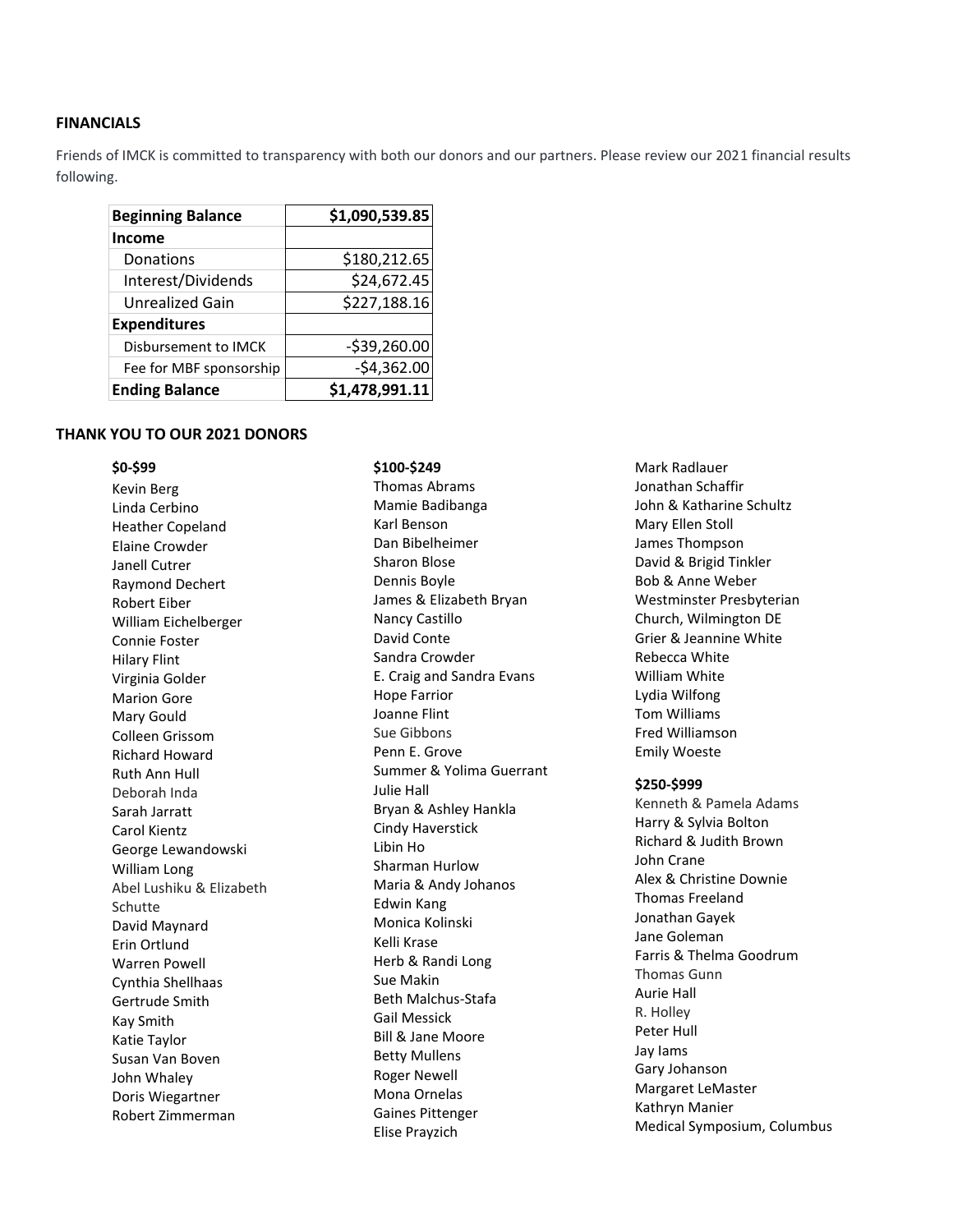**FINANCIALS**

Friends of IMCK is committed to transparency with both our donors and our partners. Please review our 2021 financial results following.

| **Beginning Balance** | **$1,090,539.85** |
|---|---|
| **Income** | |
| Donations | $180,212.65 |
| Interest/Dividends | $24,672.45 |
| Unrealized Gain | $227,188.16 |
| **Expenditures** | |
| Disbursement to IMCK | -$39,260.00 |
| Fee for MBF sponsorship | -$4,362.00 |
| **Ending Balance** | **$1,478,991.11** |

**THANK YOU TO OUR 2021 DONORS**

**$0-$99**

Kevin Berg
Linda Cerbino
Heather Copeland
Elaine Crowder
Janell Cutrer
Raymond Dechert
Robert Eiber
William Eichelberger
Connie Foster
Hilary Flint
Virginia Golder
Marion Gore
Mary Gould
Colleen Grissom
Richard Howard
Ruth Ann Hull
Deborah Inda
Sarah Jarratt
Carol Kientz
George Lewandowski
William Long
Abel Lushiku & Elizabeth Schutte
David Maynard
Erin Ortlund
Warren Powell
Cynthia Shellhaas
Gertrude Smith
Kay Smith
Katie Taylor
Susan Van Boven
John Whaley
Doris Wiegartner
Robert Zimmerman

**$100-$249**

Thomas Abrams
Mamie Badibanga
Karl Benson
Dan Bibelheimer
Sharon Blose
Dennis Boyle
James & Elizabeth Bryan
Nancy Castillo
David Conte
Sandra Crowder
E. Craig and Sandra Evans
Hope Farrior
Joanne Flint
Sue Gibbons
Penn E. Grove
Summer & Yolima Guerrant
Julie Hall
Bryan & Ashley Hankla
Cindy Haverstick
Libin Ho
Sharman Hurlow
Maria & Andy Johanos
Edwin Kang
Monica Kolinski
Kelli Krase
Herb & Randi Long
Sue Makin
Beth Malchus-Stafa
Gail Messick
Bill & Jane Moore
Betty Mullens
Roger Newell
Mona Ornelas
Gaines Pittenger
Elise Prayzich
Mark Radlauer
Jonathan Schaffir
John & Katharine Schultz
Mary Ellen Stoll
James Thompson
David & Brigid Tinkler
Bob & Anne Weber
Westminster Presbyterian Church, Wilmington DE
Grier & Jeannine White
Rebecca White
William White
Lydia Wilfong
Tom Williams
Fred Williamson
Emily Woeste

**$250-$999**

Kenneth & Pamela Adams
Harry & Sylvia Bolton
Richard & Judith Brown
John Crane
Alex & Christine Downie
Thomas Freeland
Jonathan Gayek
Jane Goleman
Farris & Thelma Goodrum
Thomas Gunn
Aurie Hall
R. Holley
Peter Hull
Jay Iams
Gary Johanson
Margaret LeMaster
Kathryn Manier
Medical Symposium, Columbus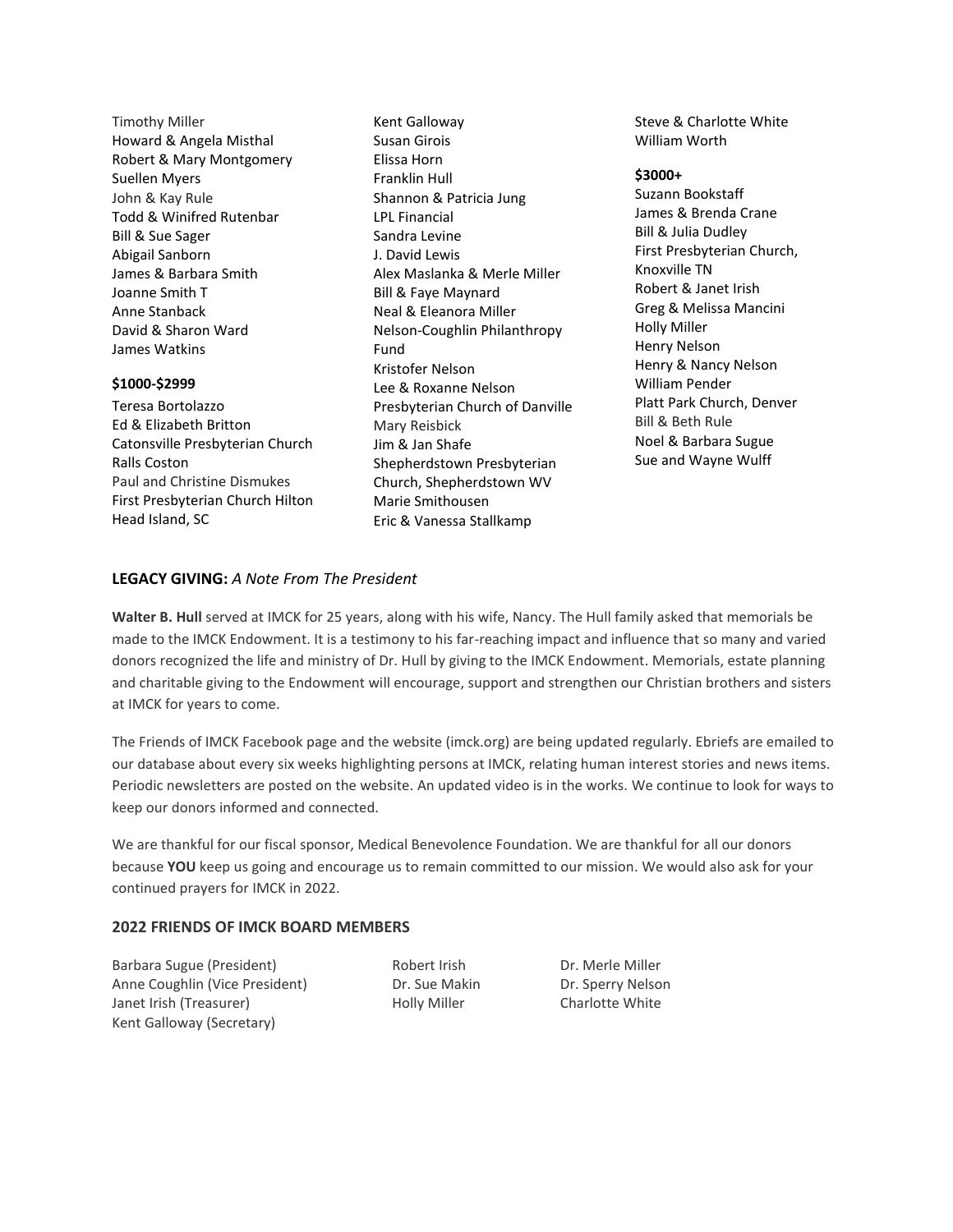Timothy Miller
Howard & Angela Misthal
Robert & Mary Montgomery
Suellen Myers
John & Kay Rule
Todd & Winifred Rutenbar
Bill & Sue Sager
Abigail Sanborn
James & Barbara Smith
Joanne Smith T
Anne Stanback
David & Sharon Ward
James Watkins

**$1000-$2999**

Teresa Bortolazzo
Ed & Elizabeth Britton
Catonsville Presbyterian Church
Ralls Coston
Paul and Christine Dismukes
First Presbyterian Church Hilton Head Island, SC
Kent Galloway
Susan Girois
Elissa Horn
Franklin Hull
Shannon & Patricia Jung
LPL Financial
Sandra Levine
J. David Lewis
Alex Maslanka & Merle Miller
Bill & Faye Maynard
Neal & Eleanora Miller
Nelson-Coughlin Philanthropy Fund
Kristofer Nelson
Lee & Roxanne Nelson
Presbyterian Church of Danville
Mary Reisbick
Jim & Jan Shafe
Shepherdstown Presbyterian Church, Shepherdstown WV
Marie Smithousen
Eric & Vanessa Stallkamp
Steve & Charlotte White
William Worth

**$3000+**

Suzann Bookstaff
James & Brenda Crane
Bill & Julia Dudley
First Presbyterian Church, Knoxville TN
Robert & Janet Irish
Greg & Melissa Mancini
Holly Miller
Henry Nelson
Henry & Nancy Nelson
William Pender
Platt Park Church, Denver
Bill & Beth Rule
Noel & Barbara Sugue
Sue and Wayne Wulff

## LEGACY GIVING: *A Note From The President*

**Walter B. Hull** served at IMCK for 25 years, along with his wife, Nancy. The Hull family asked that memorials be made to the IMCK Endowment. It is a testimony to his far-reaching impact and influence that so many and varied donors recognized the life and ministry of Dr. Hull by giving to the IMCK Endowment. Memorials, estate planning and charitable giving to the Endowment will encourage, support and strengthen our Christian brothers and sisters at IMCK for years to come.

The Friends of IMCK Facebook page and the website (imck.org) are being updated regularly. Ebriefs are emailed to our database about every six weeks highlighting persons at IMCK, relating human interest stories and news items. Periodic newsletters are posted on the website. An updated video is in the works. We continue to look for ways to keep our donors informed and connected.

We are thankful for our fiscal sponsor, Medical Benevolence Foundation. We are thankful for all our donors because **YOU** keep us going and encourage us to remain committed to our mission. We would also ask for your continued prayers for IMCK in 2022.

## 2022 FRIENDS OF IMCK BOARD MEMBERS

Barbara Sugue (President)
Anne Coughlin (Vice President)
Janet Irish (Treasurer)
Kent Galloway (Secretary)
Robert Irish
Dr. Sue Makin
Holly Miller
Dr. Merle Miller
Dr. Sperry Nelson
Charlotte White